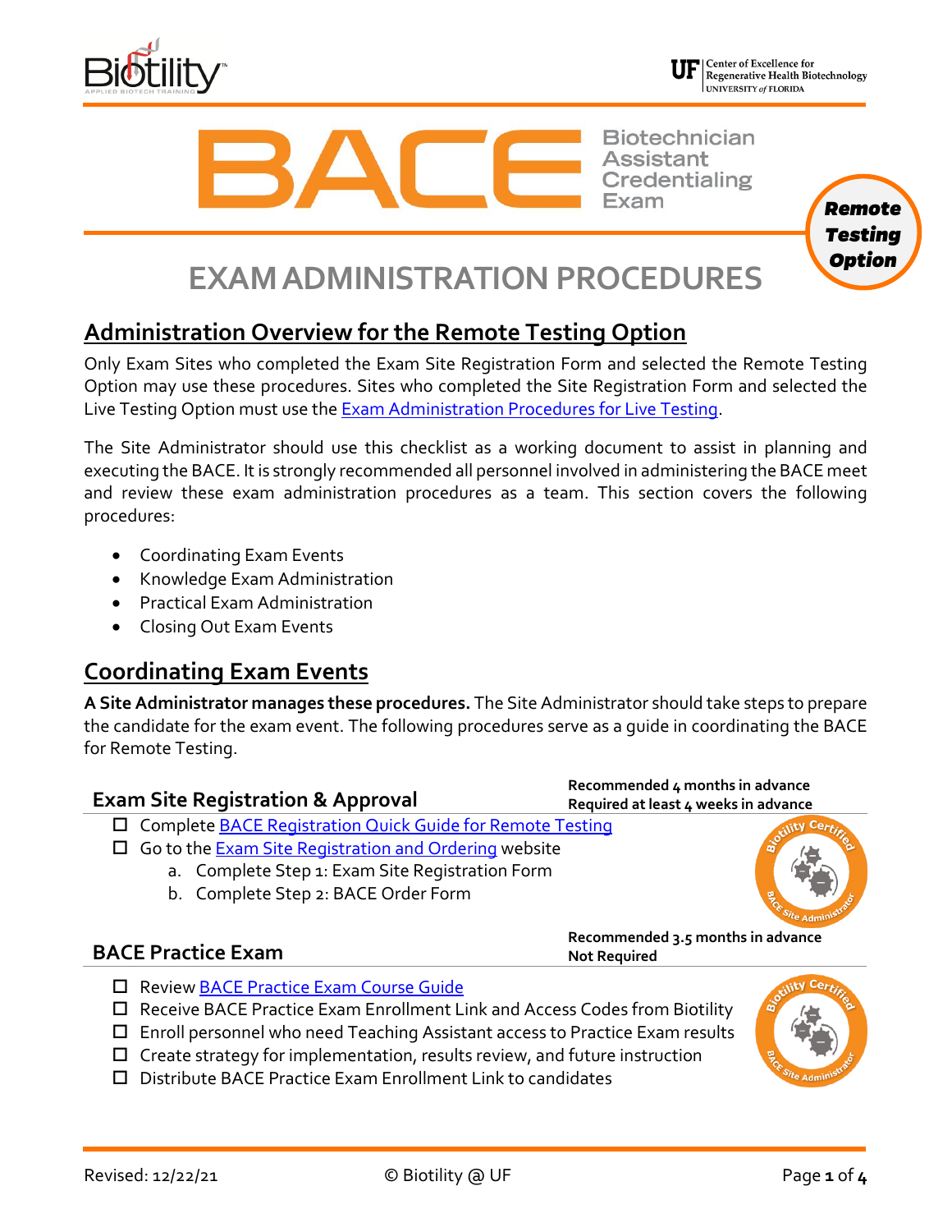# BACE

Biotechnician Assistant Credentialing Exam

**Remote Testing Option**

# EXAM ADMINISTRATION PROCEDURES

## Administration Overview for the Remote Testing Option

Only Exam Sites who completed the Exam Site Registration Form and selected the Remote Testing Option may use these procedures. Sites who completed the Site Registration Form and selected the Live Testing Option must use the Exam Administration Procedures for Live Testing.

The Site Administrator should use this checklist as a working document to assist in planning and executing the BACE. It is strongly recommended all personnel involved in administering the BACE meet and review these exam administration procedures as a team. This section covers the following procedures:

- Coordinating Exam Events
- Knowledge Exam Administration
- Practical Exam Administration
- Closing Out Exam Events

## Coordinating Exam Events

**A Site Administrator manages these procedures.** The Site Administrator should take steps to prepare the candidate for the exam event. The following procedures serve as a guide in coordinating the BACE for Remote Testing.

### Exam Site Registration & Approval

**Recommended 4 months in advance**
**Required at least 4 weeks in advance**

- ☐ Complete BACE Registration Quick Guide for Remote Testing
- ☐ Go to the Exam Site Registration and Ordering website
  a. Complete Step 1: Exam Site Registration Form
  b. Complete Step 2: BACE Order Form

### BACE Practice Exam

**Recommended 3.5 months in advance**
**Not Required**

- ☐ Review BACE Practice Exam Course Guide
- ☐ Receive BACE Practice Exam Enrollment Link and Access Codes from Biotility
- ☐ Enroll personnel who need Teaching Assistant access to Practice Exam results
- ☐ Create strategy for implementation, results review, and future instruction
- ☐ Distribute BACE Practice Exam Enrollment Link to candidates

Revised: 12/22/21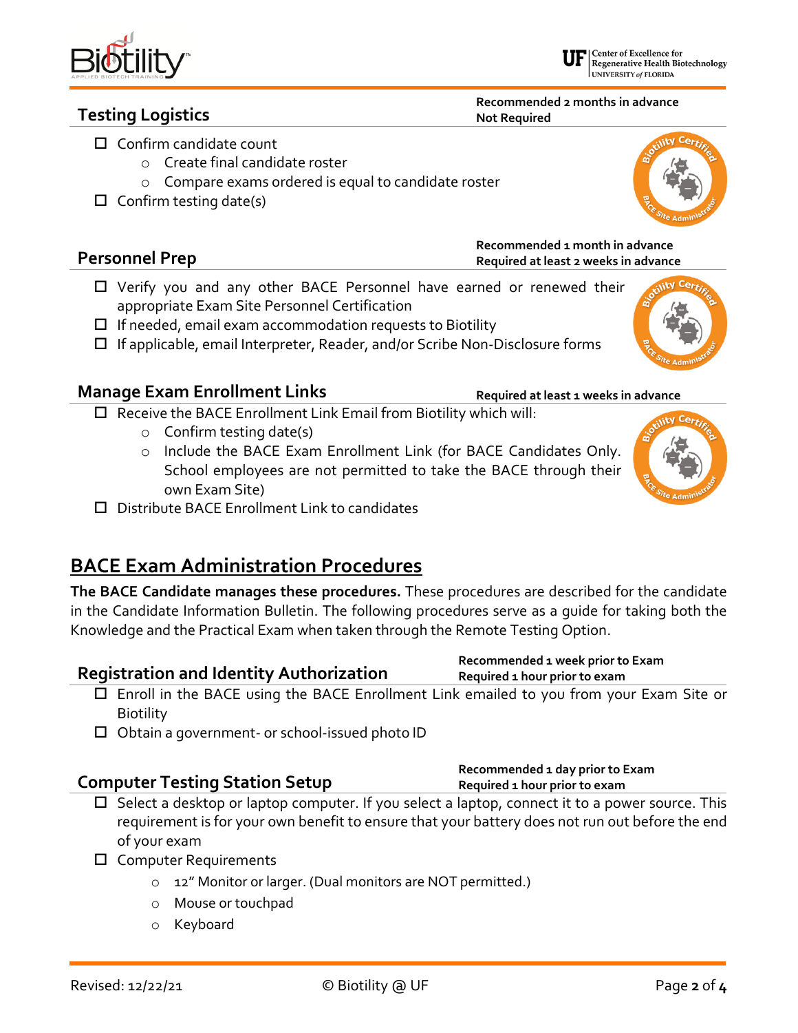## Testing Logistics

**Recommended 2 months in advance**
**Not Required**

- ☐ Confirm candidate count
  - Create final candidate roster
  - Compare exams ordered is equal to candidate roster
- ☐ Confirm testing date(s)

## Personnel Prep

**Recommended 1 month in advance**
**Required at least 2 weeks in advance**

- ☐ Verify you and any other BACE Personnel have earned or renewed their appropriate Exam Site Personnel Certification
- ☐ If needed, email exam accommodation requests to Biotility
- ☐ If applicable, email Interpreter, Reader, and/or Scribe Non-Disclosure forms

## Manage Exam Enrollment Links

**Required at least 1 weeks in advance**

- ☐ Receive the BACE Enrollment Link Email from Biotility which will:
  - Confirm testing date(s)
  - Include the BACE Exam Enrollment Link (for BACE Candidates Only. School employees are not permitted to take the BACE through their own Exam Site)
- ☐ Distribute BACE Enrollment Link to candidates

# BACE Exam Administration Procedures

**The BACE Candidate manages these procedures.** These procedures are described for the candidate in the Candidate Information Bulletin. The following procedures serve as a guide for taking both the Knowledge and the Practical Exam when taken through the Remote Testing Option.

## Registration and Identity Authorization

**Recommended 1 week prior to Exam**
**Required 1 hour prior to exam**

- ☐ Enroll in the BACE using the BACE Enrollment Link emailed to you from your Exam Site or Biotility
- ☐ Obtain a government- or school-issued photo ID

## Computer Testing Station Setup

**Recommended 1 day prior to Exam**
**Required 1 hour prior to exam**

- ☐ Select a desktop or laptop computer. If you select a laptop, connect it to a power source. This requirement is for your own benefit to ensure that your battery does not run out before the end of your exam
- ☐ Computer Requirements
  - 12" Monitor or larger. (Dual monitors are NOT permitted.)
  - Mouse or touchpad
  - Keyboard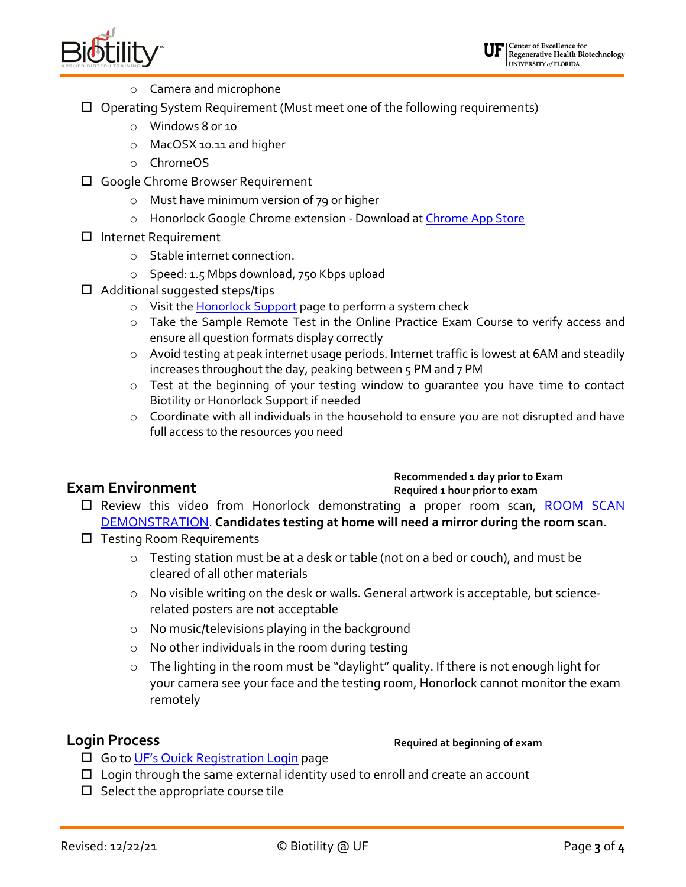- Camera and microphone
- ☐ Operating System Requirement (Must meet one of the following requirements)
  - Windows 8 or 10
  - MacOSX 10.11 and higher
  - ChromeOS
- ☐ Google Chrome Browser Requirement
  - Must have minimum version of 79 or higher
  - Honorlock Google Chrome extension - Download at [Chrome App Store]()
- ☐ Internet Requirement
  - Stable internet connection.
  - Speed: 1.5 Mbps download, 750 Kbps upload
- ☐ Additional suggested steps/tips
  - Visit the [Honorlock Support]() page to perform a system check
  - Take the Sample Remote Test in the Online Practice Exam Course to verify access and ensure all question formats display correctly
  - Avoid testing at peak internet usage periods. Internet traffic is lowest at 6AM and steadily increases throughout the day, peaking between 5 PM and 7 PM
  - Test at the beginning of your testing window to guarantee you have time to contact Biotility or Honorlock Support if needed
  - Coordinate with all individuals in the household to ensure you are not disrupted and have full access to the resources you need

## Exam Environment

**Recommended 1 day prior to Exam**
**Required 1 hour prior to exam**

- ☐ Review this video from Honorlock demonstrating a proper room scan, [ROOM SCAN DEMONSTRATION](). **Candidates testing at home will need a mirror during the room scan.**
- ☐ Testing Room Requirements
  - Testing station must be at a desk or table (not on a bed or couch), and must be cleared of all other materials
  - No visible writing on the desk or walls. General artwork is acceptable, but science-related posters are not acceptable
  - No music/televisions playing in the background
  - No other individuals in the room during testing
  - The lighting in the room must be "daylight" quality. If there is not enough light for your camera see your face and the testing room, Honorlock cannot monitor the exam remotely

## Login Process

**Required at beginning of exam**

- ☐ Go to [UF's Quick Registration Login]() page
- ☐ Login through the same external identity used to enroll and create an account
- ☐ Select the appropriate course tile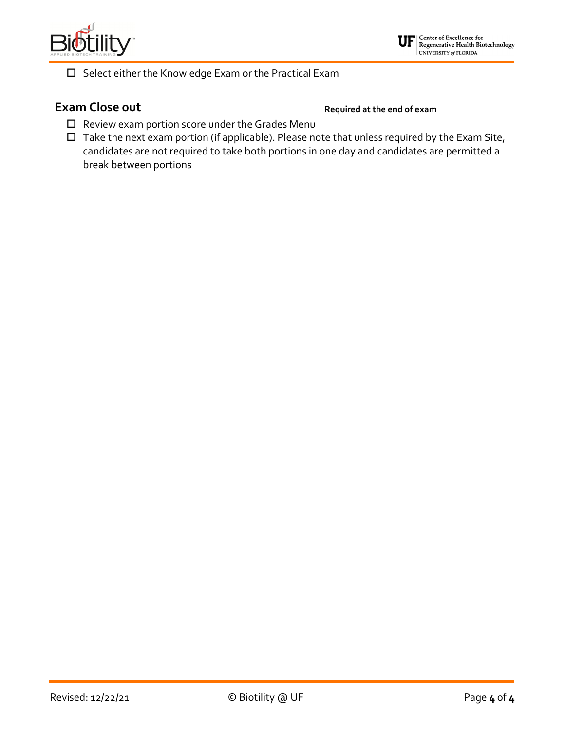- ☐ Select either the Knowledge Exam or the Practical Exam

## Exam Close out

**Required at the end of exam**

- ☐ Review exam portion score under the Grades Menu
- ☐ Take the next exam portion (if applicable). Please note that unless required by the Exam Site, candidates are not required to take both portions in one day and candidates are permitted a break between portions